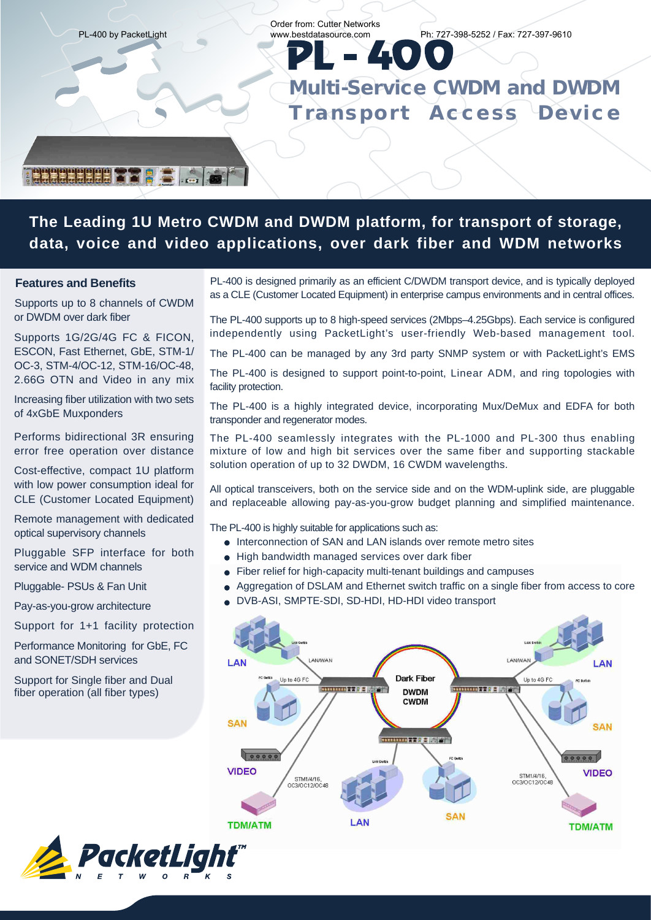Order from: Cutter Networks
www.bestdatasource.com
Ph: 727-398-5252 / Fax: 727-397-9610

PL-400 by PacketLight

# PL - 400

## Multi-Service CWDM and DWDM Transport Access Device

**The Leading 1U Metro CWDM and DWDM platform, for transport of storage, data, voice and video applications, over dark fiber and WDM networks**

### Features and Benefits

Supports up to 8 channels of CWDM or DWDM over dark fiber

Supports 1G/2G/4G FC & FICON, ESCON, Fast Ethernet, GbE, STM-1/OC-3, STM-4/OC-12, STM-16/OC-48, 2.66G OTN and Video in any mix

Increasing fiber utilization with two sets of 4xGbE Muxponders

Performs bidirectional 3R ensuring error free operation over distance

Cost-effective, compact 1U platform with low power consumption ideal for CLE (Customer Located Equipment)

Remote management with dedicated optical supervisory channels

Pluggable SFP interface for both service and WDM channels

Pluggable- PSUs & Fan Unit

Pay-as-you-grow architecture

Support for 1+1 facility protection

Performance Monitoring for GbE, FC and SONET/SDH services

Support for Single fiber and Dual fiber operation (all fiber types)

PL-400 is designed primarily as an efficient C/DWDM transport device, and is typically deployed as a CLE (Customer Located Equipment) in enterprise campus environments and in central offices.

The PL-400 supports up to 8 high-speed services (2Mbps–4.25Gbps). Each service is configured independently using PacketLight's user-friendly Web-based management tool.

The PL-400 can be managed by any 3rd party SNMP system or with PacketLight's EMS

The PL-400 is designed to support point-to-point, Linear ADM, and ring topologies with facility protection.

The PL-400 is a highly integrated device, incorporating Mux/DeMux and EDFA for both transponder and regenerator modes.

The PL-400 seamlessly integrates with the PL-1000 and PL-300 thus enabling mixture of low and high bit services over the same fiber and supporting stackable solution operation of up to 32 DWDM, 16 CWDM wavelengths.

All optical transceivers, both on the service side and on the WDM-uplink side, are pluggable and replaceable allowing pay-as-you-grow budget planning and simplified maintenance.

The PL-400 is highly suitable for applications such as:

- Interconnection of SAN and LAN islands over remote metro sites
- High bandwidth managed services over dark fiber
- Fiber relief for high-capacity multi-tenant buildings and campuses
- Aggregation of DSLAM and Ethernet switch traffic on a single fiber from access to core
- DVB-ASI, SMPTE-SDI, SD-HDI, HD-HDI video transport

LAN | LAN/WAN | SAN | Up to 4G FC | VIDEO | TDM/ATM | STM1/4/16, OC3/OC12/OC48 | Dark Fiber DWDM CWDM | LAN | SAN

PacketLight NETWORKS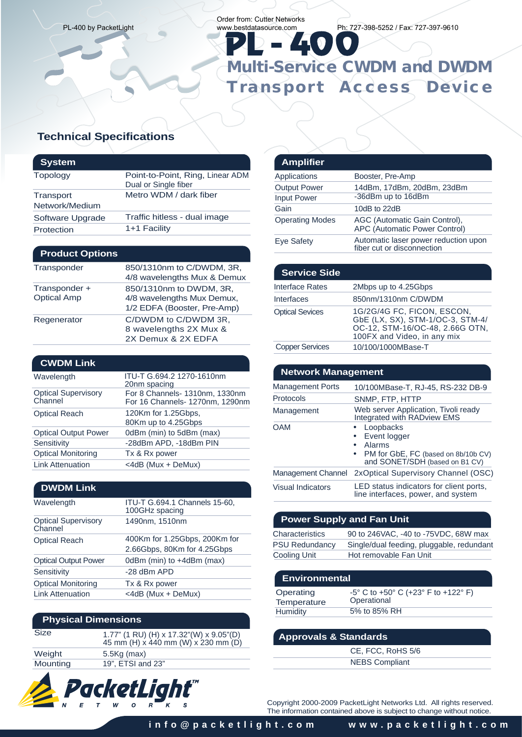# PL-400

## Multi-Service CWDM and DWDM Transport Access Device

## Technical Specifications

### System

| | |
|---|---|
| Topology | Point-to-Point, Ring, Linear ADM Dual or Single fiber |
| Transport Network/Medium | Metro WDM / dark fiber |
| Software Upgrade | Traffic hitless - dual image |
| Protection | 1+1 Facility |

### Product Options

| | |
|---|---|
| Transponder | 850/1310nm to C/DWDM, 3R, 4/8 wavelengths Mux & Demux |
| Transponder + Optical Amp | 850/1310nm to DWDM, 3R, 4/8 wavelengths Mux Demux, 1/2 EDFA (Booster, Pre-Amp) |
| Regenerator | C/DWDM to C/DWDM 3R, 8 wavelengths 2X Mux & 2X Demux & 2X EDFA |

### CWDM Link

| | |
|---|---|
| Wavelength | ITU-T G.694.2 1270-1610nm 20nm spacing |
| Optical Supervisory Channel | For 8 Channels- 1310nm, 1330nm For 16 Channels- 1270nm, 1290nm |
| Optical Reach | 120Km for 1.25Gbps, 80Km up to 4.25Gbps |
| Optical Output Power | 0dBm (min) to 5dBm (max) |
| Sensitivity | -28dBm APD, -18dBm PIN |
| Optical Monitoring | Tx & Rx power |
| Link Attenuation | <4dB (Mux + DeMux) |

### DWDM Link

| | |
|---|---|
| Wavelength | ITU-T G.694.1 Channels 15-60, 100GHz spacing |
| Optical Supervisory Channel | 1490nm, 1510nm |
| Optical Reach | 400Km for 1.25Gbps, 200Km for 2.66Gbps, 80Km for 4.25Gbps |
| Optical Output Power | 0dBm (min) to +4dBm (max) |
| Sensitivity | -28 dBm APD |
| Optical Monitoring | Tx & Rx power |
| Link Attenuation | <4dB (Mux + DeMux) |

### Physical Dimensions

| | |
|---|---|
| Size | 1.77" (1 RU) (H) x 17.32"(W) x 9.05"(D) 45 mm (H) x 440 mm (W) x 230 mm (D) |
| Weight | 5.5Kg (max) |
| Mounting | 19", ETSI and 23" |

### Amplifier

| | |
|---|---|
| Applications | Booster, Pre-Amp |
| Output Power | 14dBm, 17dBm, 20dBm, 23dBm |
| Input Power | -36dBm up to 16dBm |
| Gain | 10dB to 22dB |
| Operating Modes | AGC (Automatic Gain Control), APC (Automatic Power Control) |
| Eye Safety | Automatic laser power reduction upon fiber cut or disconnection |

### Service Side

| | |
|---|---|
| Interface Rates | 2Mbps up to 4.25Gbps |
| Interfaces | 850nm/1310nm C/DWDM |
| Optical Sevices | 1G/2G/4G FC, FICON, ESCON, GbE (LX, SX), STM-1/OC-3, STM-4/OC-12, STM-16/OC-48, 2.66G OTN, 100FX and Video, in any mix |
| Copper Services | 10/100/1000MBase-T |

### Network Management

| | |
|---|---|
| Management Ports | 10/100MBase-T, RJ-45, RS-232 DB-9 |
| Protocols | SNMP, FTP, HTTP |
| Management | Web server Application, Tivoli ready Integrated with RADview EMS |
| OAM | • Loopbacks<br>• Event logger<br>• Alarms<br>• PM for GbE, FC (based on 8b/10b CV) and SONET/SDH (based on B1 CV) |
| Management Channel | 2xOptical Supervisory Channel (OSC) |
| Visual Indicators | LED status indicators for client ports, line interfaces, power, and system |

### Power Supply and Fan Unit

| | |
|---|---|
| Characteristics | 90 to 246VAC, -40 to -75VDC, 68W max |
| PSU Redundancy | Single/dual feeding, pluggable, redundant |
| Cooling Unit | Hot removable Fan Unit |

### Environmental

| | |
|---|---|
| Operating Temperature | -5° C to +50° C (+23° F to +122° F) Operational |
| Humidity | 5% to 85% RH |

### Approvals & Standards

CE, FCC, RoHS 5/6

NEBS Compliant

PacketLight NETWORKS

Copyright 2000-2009 PacketLight Networks Ltd. All rights reserved. The information contained above is subject to change without notice.

info@packetlight.com www.packetlight.com